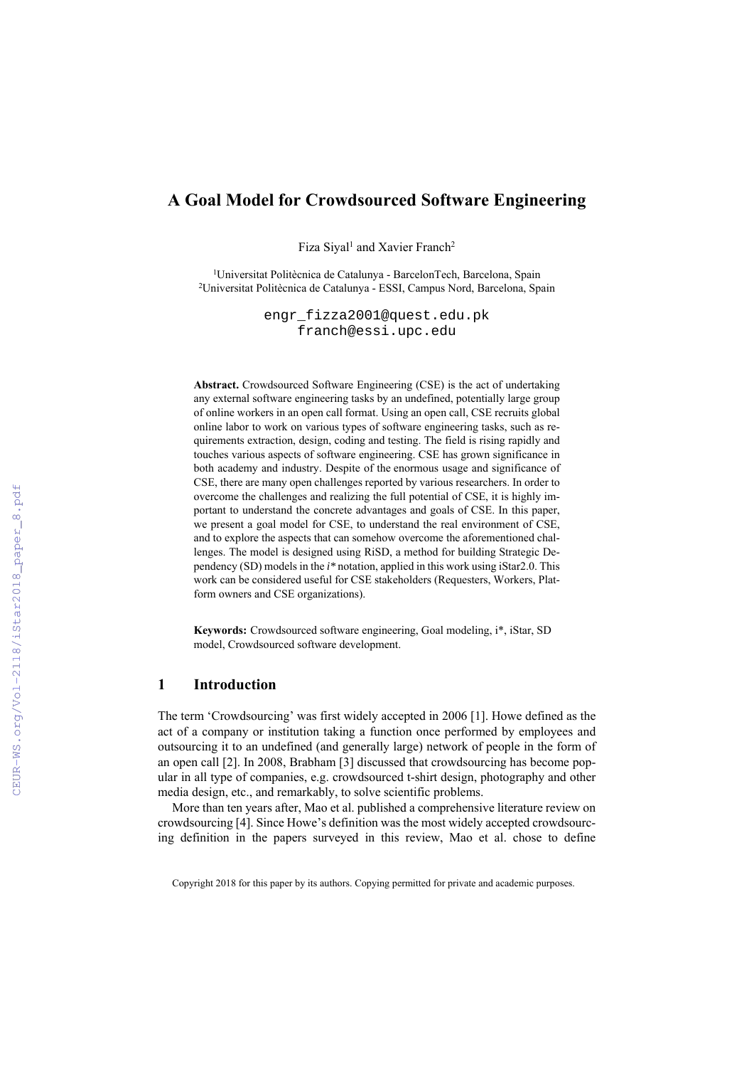# A Goal Model for Crowdsourced Software Engineering

Fiza Siyal[1] and Xavier Franch[2]

[1]Universitat Politècnica de Catalunya - BarcelonTech, Barcelona, Spain
[2]Universitat Politècnica de Catalunya - ESSI, Campus Nord, Barcelona, Spain

engr_fizza2001@quest.edu.pk
franch@essi.upc.edu

**Abstract.** Crowdsourced Software Engineering (CSE) is the act of undertaking any external software engineering tasks by an undefined, potentially large group of online workers in an open call format. Using an open call, CSE recruits global online labor to work on various types of software engineering tasks, such as requirements extraction, design, coding and testing. The field is rising rapidly and touches various aspects of software engineering. CSE has grown significance in both academy and industry. Despite of the enormous usage and significance of CSE, there are many open challenges reported by various researchers. In order to overcome the challenges and realizing the full potential of CSE, it is highly important to understand the concrete advantages and goals of CSE. In this paper, we present a goal model for CSE, to understand the real environment of CSE, and to explore the aspects that can somehow overcome the aforementioned challenges. The model is designed using RiSD, a method for building Strategic Dependency (SD) models in the *i\** notation, applied in this work using iStar2.0. This work can be considered useful for CSE stakeholders (Requesters, Workers, Platform owners and CSE organizations).

**Keywords:** Crowdsourced software engineering, Goal modeling, i\*, iStar, SD model, Crowdsourced software development.

## 1 Introduction

The term 'Crowdsourcing' was first widely accepted in 2006 [1]. Howe defined as the act of a company or institution taking a function once performed by employees and outsourcing it to an undefined (and generally large) network of people in the form of an open call [2]. In 2008, Brabham [3] discussed that crowdsourcing has become popular in all type of companies, e.g. crowdsourced t-shirt design, photography and other media design, etc., and remarkably, to solve scientific problems.

More than ten years after, Mao et al. published a comprehensive literature review on crowdsourcing [4]. Since Howe's definition was the most widely accepted crowdsourcing definition in the papers surveyed in this review, Mao et al. chose to define

Copyright 2018 for this paper by its authors. Copying permitted for private and academic purposes.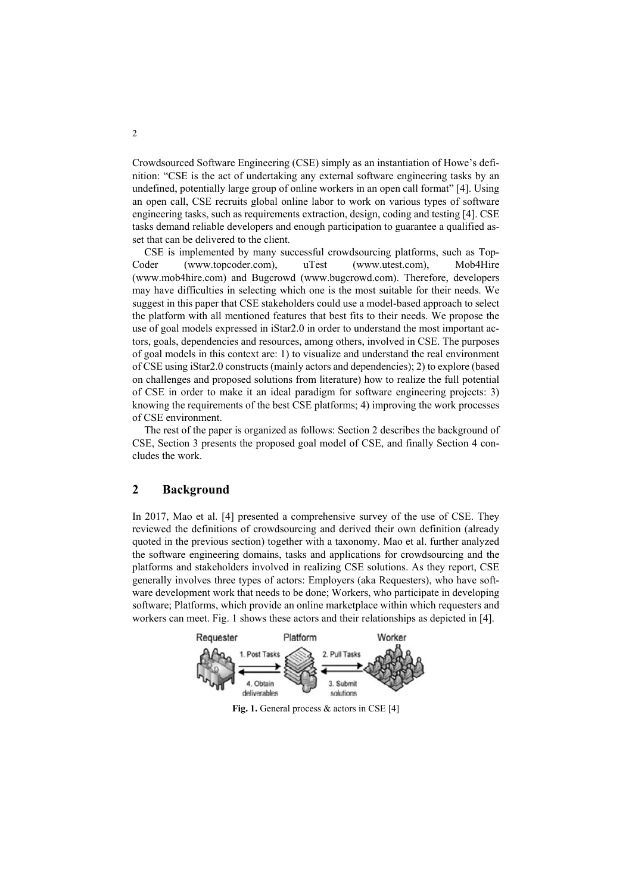Crowdsourced Software Engineering (CSE) simply as an instantiation of Howe's definition: "CSE is the act of undertaking any external software engineering tasks by an undefined, potentially large group of online workers in an open call format" [4]. Using an open call, CSE recruits global online labor to work on various types of software engineering tasks, such as requirements extraction, design, coding and testing [4]. CSE tasks demand reliable developers and enough participation to guarantee a qualified asset that can be delivered to the client.

CSE is implemented by many successful crowdsourcing platforms, such as TopCoder (www.topcoder.com), uTest (www.utest.com), Mob4Hire (www.mob4hire.com) and Bugcrowd (www.bugcrowd.com). Therefore, developers may have difficulties in selecting which one is the most suitable for their needs. We suggest in this paper that CSE stakeholders could use a model-based approach to select the platform with all mentioned features that best fits to their needs. We propose the use of goal models expressed in iStar2.0 in order to understand the most important actors, goals, dependencies and resources, among others, involved in CSE. The purposes of goal models in this context are: 1) to visualize and understand the real environment of CSE using iStar2.0 constructs (mainly actors and dependencies); 2) to explore (based on challenges and proposed solutions from literature) how to realize the full potential of CSE in order to make it an ideal paradigm for software engineering projects: 3) knowing the requirements of the best CSE platforms; 4) improving the work processes of CSE environment.

The rest of the paper is organized as follows: Section 2 describes the background of CSE, Section 3 presents the proposed goal model of CSE, and finally Section 4 concludes the work.

## 2 Background

In 2017, Mao et al. [4] presented a comprehensive survey of the use of CSE. They reviewed the definitions of crowdsourcing and derived their own definition (already quoted in the previous section) together with a taxonomy. Mao et al. further analyzed the software engineering domains, tasks and applications for crowdsourcing and the platforms and stakeholders involved in realizing CSE solutions. As they report, CSE generally involves three types of actors: Employers (aka Requesters), who have software development work that needs to be done; Workers, who participate in developing software; Platforms, which provide an online marketplace within which requesters and workers can meet. Fig. 1 shows these actors and their relationships as depicted in [4].

**Fig. 1.** General process & actors in CSE [4]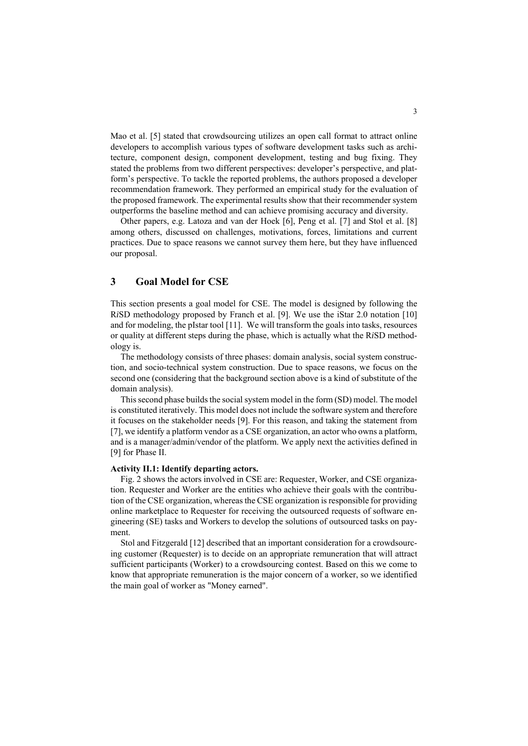Mao et al. [5] stated that crowdsourcing utilizes an open call format to attract online developers to accomplish various types of software development tasks such as architecture, component design, component development, testing and bug fixing. They stated the problems from two different perspectives: developer's perspective, and platform's perspective. To tackle the reported problems, the authors proposed a developer recommendation framework. They performed an empirical study for the evaluation of the proposed framework. The experimental results show that their recommender system outperforms the baseline method and can achieve promising accuracy and diversity.

Other papers, e.g. Latoza and van der Hoek [6], Peng et al. [7] and Stol et al. [8] among others, discussed on challenges, motivations, forces, limitations and current practices. Due to space reasons we cannot survey them here, but they have influenced our proposal.

## 3 Goal Model for CSE

This section presents a goal model for CSE. The model is designed by following the R*i*SD methodology proposed by Franch et al. [9]. We use the iStar 2.0 notation [10] and for modeling, the pIstar tool [11]. We will transform the goals into tasks, resources or quality at different steps during the phase, which is actually what the R*i*SD methodology is.

The methodology consists of three phases: domain analysis, social system construction, and socio-technical system construction. Due to space reasons, we focus on the second one (considering that the background section above is a kind of substitute of the domain analysis).

This second phase builds the social system model in the form (SD) model. The model is constituted iteratively. This model does not include the software system and therefore it focuses on the stakeholder needs [9]. For this reason, and taking the statement from [7], we identify a platform vendor as a CSE organization, an actor who owns a platform, and is a manager/admin/vendor of the platform. We apply next the activities defined in [9] for Phase II.

**Activity II.1: Identify departing actors.**

Fig. 2 shows the actors involved in CSE are: Requester, Worker, and CSE organization. Requester and Worker are the entities who achieve their goals with the contribution of the CSE organization, whereas the CSE organization is responsible for providing online marketplace to Requester for receiving the outsourced requests of software engineering (SE) tasks and Workers to develop the solutions of outsourced tasks on payment.

Stol and Fitzgerald [12] described that an important consideration for a crowdsourcing customer (Requester) is to decide on an appropriate remuneration that will attract sufficient participants (Worker) to a crowdsourcing contest. Based on this we come to know that appropriate remuneration is the major concern of a worker, so we identified the main goal of worker as "Money earned".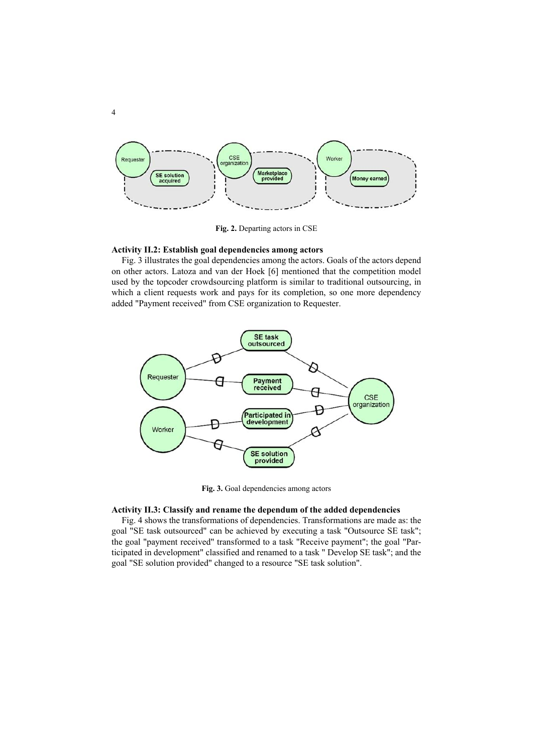**Fig. 2.** Departing actors in CSE

**Activity II.2: Establish goal dependencies among actors**

Fig. 3 illustrates the goal dependencies among the actors. Goals of the actors depend on other actors. Latoza and van der Hoek [6] mentioned that the competition model used by the topcoder crowdsourcing platform is similar to traditional outsourcing, in which a client requests work and pays for its completion, so one more dependency added "Payment received" from CSE organization to Requester.

**Fig. 3.** Goal dependencies among actors

**Activity II.3: Classify and rename the dependum of the added dependencies**

Fig. 4 shows the transformations of dependencies. Transformations are made as: the goal "SE task outsourced" can be achieved by executing a task "Outsource SE task"; the goal "payment received" transformed to a task "Receive payment"; the goal "Participated in development" classified and renamed to a task " Develop SE task"; and the goal "SE solution provided" changed to a resource "SE task solution".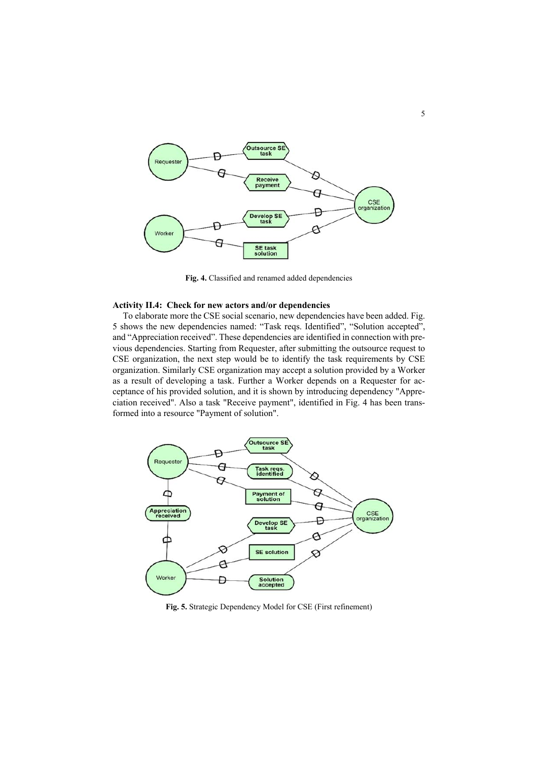**Fig. 4.** Classified and renamed added dependencies

**Activity II.4: Check for new actors and/or dependencies**

To elaborate more the CSE social scenario, new dependencies have been added. Fig. 5 shows the new dependencies named: "Task reqs. Identified", "Solution accepted", and "Appreciation received". These dependencies are identified in connection with previous dependencies. Starting from Requester, after submitting the outsource request to CSE organization, the next step would be to identify the task requirements by CSE organization. Similarly CSE organization may accept a solution provided by a Worker as a result of developing a task. Further a Worker depends on a Requester for acceptance of his provided solution, and it is shown by introducing dependency "Appreciation received". Also a task "Receive payment", identified in Fig. 4 has been transformed into a resource "Payment of solution".

**Fig. 5.** Strategic Dependency Model for CSE (First refinement)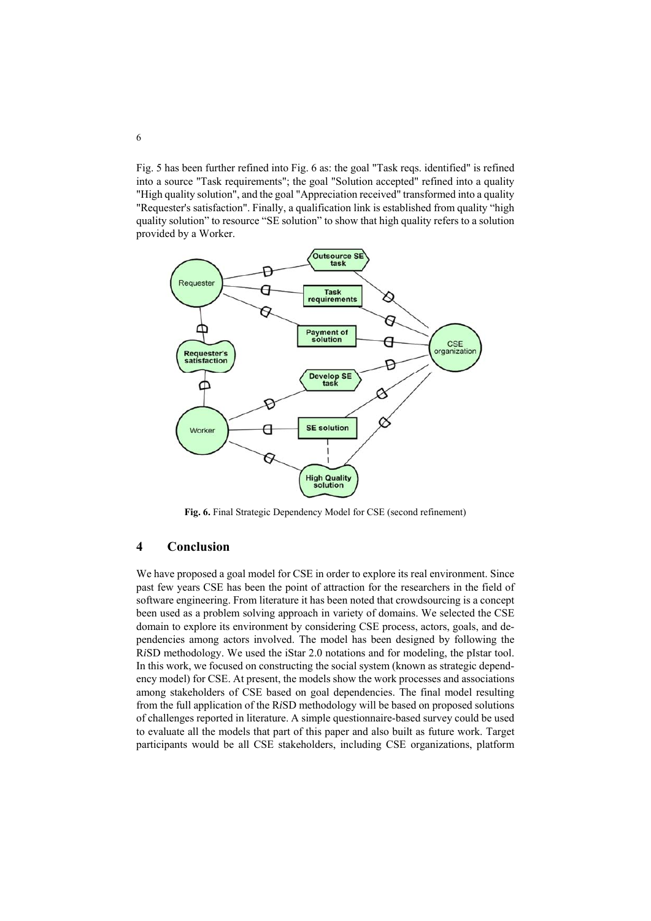Fig. 5 has been further refined into Fig. 6 as: the goal "Task reqs. identified" is refined into a source "Task requirements"; the goal "Solution accepted" refined into a quality "High quality solution", and the goal "Appreciation received" transformed into a quality "Requester's satisfaction". Finally, a qualification link is established from quality "high quality solution" to resource "SE solution" to show that high quality refers to a solution provided by a Worker.

**Fig. 6.** Final Strategic Dependency Model for CSE (second refinement)

## 4 Conclusion

We have proposed a goal model for CSE in order to explore its real environment. Since past few years CSE has been the point of attraction for the researchers in the field of software engineering. From literature it has been noted that crowdsourcing is a concept been used as a problem solving approach in variety of domains. We selected the CSE domain to explore its environment by considering CSE process, actors, goals, and dependencies among actors involved. The model has been designed by following the R*i*SD methodology. We used the iStar 2.0 notations and for modeling, the pIstar tool. In this work, we focused on constructing the social system (known as strategic dependency model) for CSE. At present, the models show the work processes and associations among stakeholders of CSE based on goal dependencies. The final model resulting from the full application of the R*i*SD methodology will be based on proposed solutions of challenges reported in literature. A simple questionnaire-based survey could be used to evaluate all the models that part of this paper and also built as future work. Target participants would be all CSE stakeholders, including CSE organizations, platform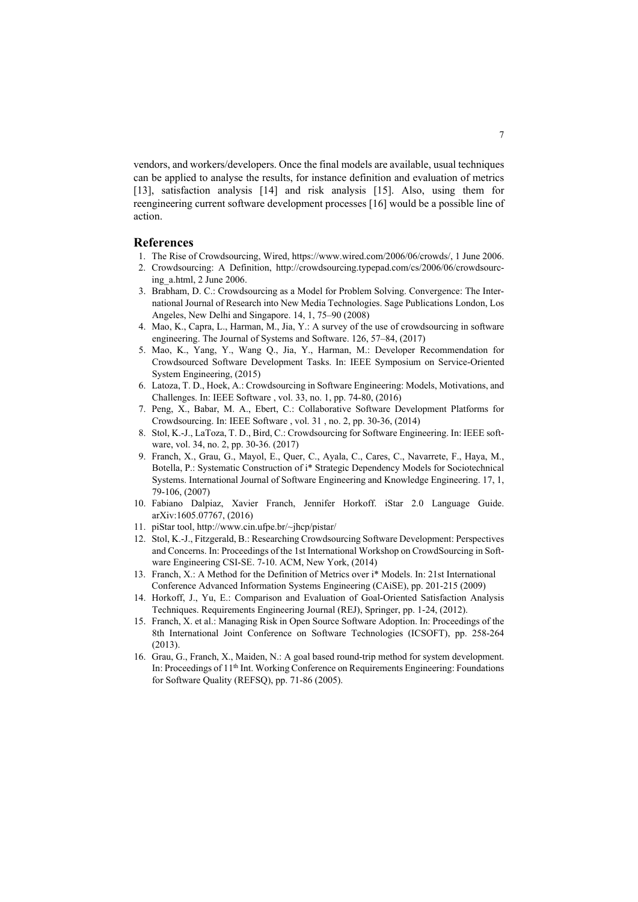vendors, and workers/developers. Once the final models are available, usual techniques can be applied to analyse the results, for instance definition and evaluation of metrics [13], satisfaction analysis [14] and risk analysis [15]. Also, using them for reengineering current software development processes [16] would be a possible line of action.

## References

1. The Rise of Crowdsourcing, Wired, https://www.wired.com/2006/06/crowds/, 1 June 2006.
2. Crowdsourcing: A Definition, http://crowdsourcing.typepad.com/cs/2006/06/crowdsourcing_a.html, 2 June 2006.
3. Brabham, D. C.: Crowdsourcing as a Model for Problem Solving. Convergence: The International Journal of Research into New Media Technologies. Sage Publications London, Los Angeles, New Delhi and Singapore. 14, 1, 75–90 (2008)
4. Mao, K., Capra, L., Harman, M., Jia, Y.: A survey of the use of crowdsourcing in software engineering. The Journal of Systems and Software. 126, 57–84, (2017)
5. Mao, K., Yang, Y., Wang Q., Jia, Y., Harman, M.: Developer Recommendation for Crowdsourced Software Development Tasks. In: IEEE Symposium on Service-Oriented System Engineering, (2015)
6. Latoza, T. D., Hoek, A.: Crowdsourcing in Software Engineering: Models, Motivations, and Challenges. In: IEEE Software , vol. 33, no. 1, pp. 74-80, (2016)
7. Peng, X., Babar, M. A., Ebert, C.: Collaborative Software Development Platforms for Crowdsourcing. In: IEEE Software , vol. 31 , no. 2, pp. 30-36, (2014)
8. Stol, K.-J., LaToza, T. D., Bird, C.: Crowdsourcing for Software Engineering. In: IEEE software, vol. 34, no. 2, pp. 30-36. (2017)
9. Franch, X., Grau, G., Mayol, E., Quer, C., Ayala, C., Cares, C., Navarrete, F., Haya, M., Botella, P.: Systematic Construction of i* Strategic Dependency Models for Sociotechnical Systems. International Journal of Software Engineering and Knowledge Engineering. 17, 1, 79-106, (2007)
10. Fabiano Dalpiaz, Xavier Franch, Jennifer Horkoff. iStar 2.0 Language Guide. arXiv:1605.07767, (2016)
11. piStar tool, http://www.cin.ufpe.br/~jhcp/pistar/
12. Stol, K.-J., Fitzgerald, B.: Researching Crowdsourcing Software Development: Perspectives and Concerns. In: Proceedings of the 1st International Workshop on CrowdSourcing in Software Engineering CSI-SE. 7-10. ACM, New York, (2014)
13. Franch, X.: A Method for the Definition of Metrics over i* Models. In: 21st International Conference Advanced Information Systems Engineering (CAiSE), pp. 201-215 (2009)
14. Horkoff, J., Yu, E.: Comparison and Evaluation of Goal-Oriented Satisfaction Analysis Techniques. Requirements Engineering Journal (REJ), Springer, pp. 1-24, (2012).
15. Franch, X. et al.: Managing Risk in Open Source Software Adoption. In: Proceedings of the 8th International Joint Conference on Software Technologies (ICSOFT), pp. 258-264 (2013).
16. Grau, G., Franch, X., Maiden, N.: A goal based round-trip method for system development. In: Proceedings of 11th Int. Working Conference on Requirements Engineering: Foundations for Software Quality (REFSQ), pp. 71-86 (2005).